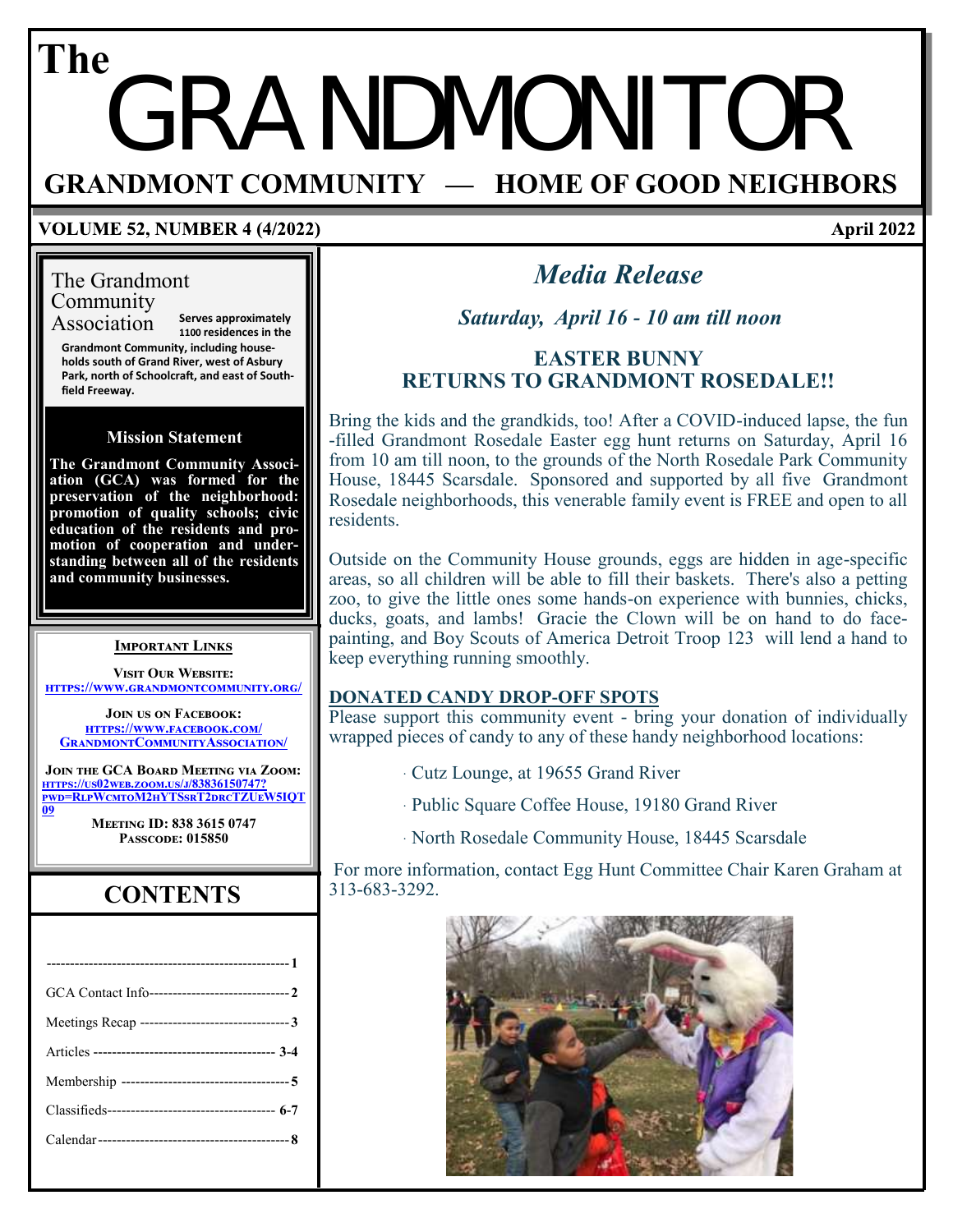# The GRANDMONITOR

## GRANDMONT COMMUNITY — HOME OF GOOD NEIGHBORS

**VOLUME 52, NUMBER 4 (4/2022)** **April 2022**

The Grandmont Community Association **Serves approximately 1100 residences in the Grandmont Community, including households south of Grand River, west of Asbury Park, north of Schoolcraft, and east of Southfield Freeway.**

### Mission Statement

**The Grandmont Community Association (GCA) was formed for the preservation of the neighborhood: promotion of quality schools; civic education of the residents and promotion of cooperation and understanding between all of the residents and community businesses.**

### Important Links

**Visit Our Website:**
https://www.grandmontcommunity.org/

**Join us on Facebook:**
https://www.facebook.com/GrandmontCommunityAssociation/

**Join the GCA Board Meeting via Zoom:**
https://us02web.zoom.us/j/83836150747?pwd=RlpWcmtoM2hYTSsrT2drcTZUeW5IQT09

**Meeting ID: 838 3615 0747**
**Passcode: 015850**

## CONTENTS

| | |
|---|---|
| ---------- | 1 |
| GCA Contact Info | 2 |
| Meetings Recap | 3 |
| Articles | 3-4 |
| Membership | 5 |
| Classifieds | 6-7 |
| Calendar | 8 |

## *Media Release*

### *Saturday, April 16 - 10 am till noon*

### EASTER BUNNY RETURNS TO GRANDMONT ROSEDALE!!

Bring the kids and the grandkids, too! After a COVID-induced lapse, the fun-filled Grandmont Rosedale Easter egg hunt returns on Saturday, April 16 from 10 am till noon, to the grounds of the North Rosedale Park Community House, 18445 Scarsdale. Sponsored and supported by all five Grandmont Rosedale neighborhoods, this venerable family event is FREE and open to all residents.

Outside on the Community House grounds, eggs are hidden in age-specific areas, so all children will be able to fill their baskets. There's also a petting zoo, to give the little ones some hands-on experience with bunnies, chicks, ducks, goats, and lambs! Gracie the Clown will be on hand to do face-painting, and Boy Scouts of America Detroit Troop 123 will lend a hand to keep everything running smoothly.

**DONATED CANDY DROP-OFF SPOTS**

Please support this community event - bring your donation of individually wrapped pieces of candy to any of these handy neighborhood locations:

- Cutz Lounge, at 19655 Grand River
- Public Square Coffee House, 19180 Grand River
- North Rosedale Community House, 18445 Scarsdale

For more information, contact Egg Hunt Committee Chair Karen Graham at 313-683-3292.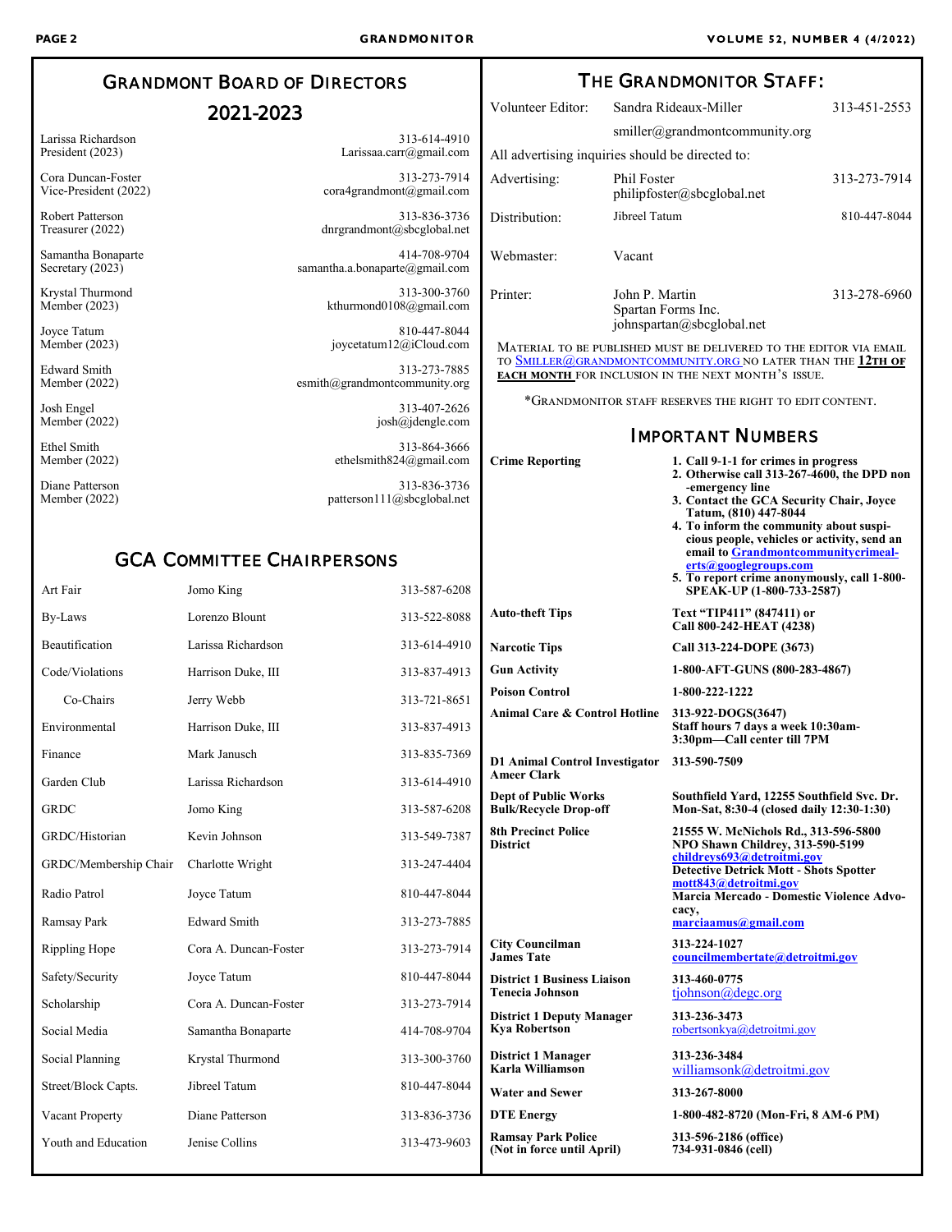## Grandmont Board of Directors 2021-2023

| Name / Position | Contact |
|---|---|
| Larissa Richardson, President (2023) | 313-614-4910, Larissaa.carr@gmail.com |
| Cora Duncan-Foster, Vice-President (2022) | 313-273-7914, cora4grandmont@gmail.com |
| Robert Patterson, Treasurer (2022) | 313-836-3736, dnrgrandmont@sbcglobal.net |
| Samantha Bonaparte, Secretary (2023) | 414-708-9704, samantha.a.bonaparte@gmail.com |
| Krystal Thurmond, Member (2023) | 313-300-3760, kthurmond0108@gmail.com |
| Joyce Tatum, Member (2023) | 810-447-8044, joycetatum12@iCloud.com |
| Edward Smith, Member (2022) | 313-273-7885, esmith@grandmontcommunity.org |
| Josh Engel, Member (2022) | 313-407-2626, josh@jdengle.com |
| Ethel Smith, Member (2022) | 313-864-3666, ethelsmith824@gmail.com |
| Diane Patterson, Member (2022) | 313-836-3736, patterson111@sbcglobal.net |

## GCA Committee Chairpersons

| Committee | Chairperson | Phone |
|---|---|---|
| Art Fair | Jomo King | 313-587-6208 |
| By-Laws | Lorenzo Blount | 313-522-8088 |
| Beautification | Larissa Richardson | 313-614-4910 |
| Code/Violations | Harrison Duke, III | 313-837-4913 |
| Co-Chairs | Jerry Webb | 313-721-8651 |
| Environmental | Harrison Duke, III | 313-837-4913 |
| Finance | Mark Janusch | 313-835-7369 |
| Garden Club | Larissa Richardson | 313-614-4910 |
| GRDC | Jomo King | 313-587-6208 |
| GRDC/Historian | Kevin Johnson | 313-549-7387 |
| GRDC/Membership Chair | Charlotte Wright | 313-247-4404 |
| Radio Patrol | Joyce Tatum | 810-447-8044 |
| Ramsay Park | Edward Smith | 313-273-7885 |
| Rippling Hope | Cora A. Duncan-Foster | 313-273-7914 |
| Safety/Security | Joyce Tatum | 810-447-8044 |
| Scholarship | Cora A. Duncan-Foster | 313-273-7914 |
| Social Media | Samantha Bonaparte | 414-708-9704 |
| Social Planning | Krystal Thurmond | 313-300-3760 |
| Street/Block Capts. | Jibreel Tatum | 810-447-8044 |
| Vacant Property | Diane Patterson | 313-836-3736 |
| Youth and Education | Jenise Collins | 313-473-9603 |

## The Grandmonitor Staff:

| Role | Name | Phone |
|---|---|---|
| Volunteer Editor: | Sandra Rideaux-Miller, smiller@grandmontcommunity.org | 313-451-2553 |

All advertising inquiries should be directed to:

| Role | Name | Phone |
|---|---|---|
| Advertising: | Phil Foster, philipfoster@sbcglobal.net | 313-273-7914 |
| Distribution: | Jibreel Tatum | 810-447-8044 |
| Webmaster: | Vacant | |
| Printer: | John P. Martin, Spartan Forms Inc., johnspartan@sbcglobal.net | 313-278-6960 |

Material to be published must be delivered to the editor via email to Smiller@grandmontcommunity.org no later than the **12th of each month** for inclusion in the next month's issue.

*Grandmonitor staff reserves the right to edit content.

## Important Numbers

| | |
|---|---|
| **Crime Reporting** | **1. Call 9-1-1 for crimes in progress<br>2. Otherwise call 313-267-4600, the DPD non-emergency line<br>3. Contact the GCA Security Chair, Joyce Tatum, (810) 447-8044<br>4. To inform the community about suspicious people, vehicles or activity, send an email to Grandmontcommunitycrimealerts@googlegroups.com<br>5. To report crime anonymously, call 1-800-SPEAK-UP (1-800-733-2587)** |
| **Auto-theft Tips** | **Text "TIP411" (847411) or Call 800-242-HEAT (4238)** |
| **Narcotic Tips** | **Call 313-224-DOPE (3673)** |
| **Gun Activity** | **1-800-AFT-GUNS (800-283-4867)** |
| **Poison Control** | **1-800-222-1222** |
| **Animal Care & Control Hotline** | **313-922-DOGS(3647)<br>Staff hours 7 days a week 10:30am-3:30pm—Call center till 7PM** |
| **D1 Animal Control Investigator Ameer Clark** | **313-590-7509** |
| **Dept of Public Works Bulk/Recycle Drop-off** | **Southfield Yard, 12255 Southfield Svc. Dr. Mon-Sat, 8:30-4 (closed daily 12:30-1:30)** |
| **8th Precinct Police District** | **21555 W. McNichols Rd., 313-596-5800<br>NPO Shawn Childrey, 313-590-5199<br>childreys693@detroitmi.gov<br>Detective Detrick Mott - Shots Spotter<br>mott843@detroitmi.gov<br>Marcia Mercado - Domestic Violence Advocacy,<br>marciaamus@gmail.com** |
| **City Councilman James Tate** | **313-224-1027<br>councilmembertate@detroitmi.gov** |
| **District 1 Business Liaison Tenecia Johnson** | **313-460-0775**<br>tjohnson@degc.org |
| **District 1 Deputy Manager Kya Robertson** | **313-236-3473**<br>robertsonkya@detroitmi.gov |
| **District 1 Manager Karla Williamson** | **313-236-3484**<br>williamsonk@detroitmi.gov |
| **Water and Sewer** | **313-267-8000** |
| **DTE Energy** | **1-800-482-8720 (Mon-Fri, 8 AM-6 PM)** |
| **Ramsay Park Police (Not in force until April)** | **313-596-2186 (office)<br>734-931-0846 (cell)** |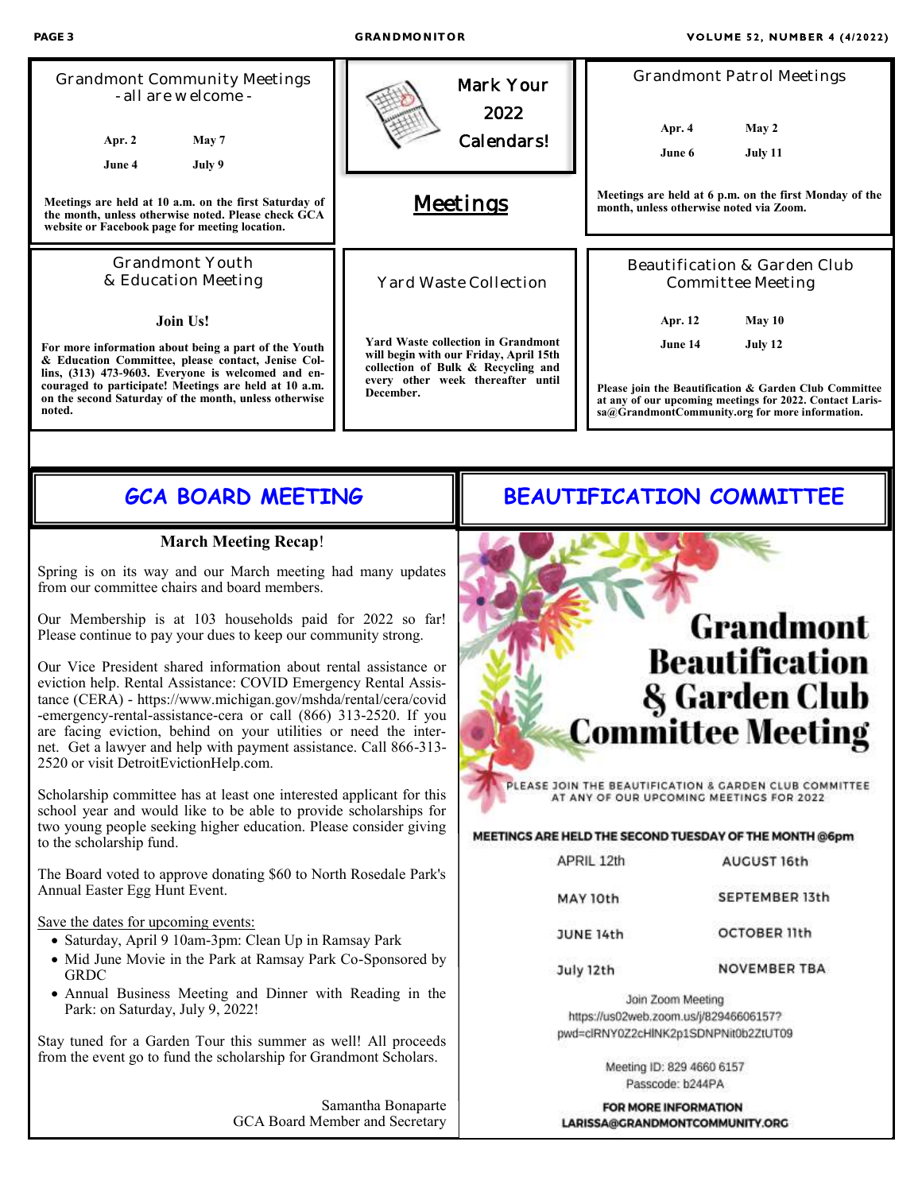### Grandmont Community Meetings
- all are welcome -

Apr. 2 &nbsp;&nbsp;&nbsp; May 7

June 4 &nbsp;&nbsp;&nbsp; July 9

**Meetings are held at 10 a.m. on the first Saturday of the month, unless otherwise noted. Please check GCA website or Facebook page for meeting location.**

### Mark Your 2022 Calendars!

## Meetings

### Grandmont Patrol Meetings

Apr. 4 &nbsp;&nbsp;&nbsp; May 2

June 6 &nbsp;&nbsp;&nbsp; July 11

**Meetings are held at 6 p.m. on the first Monday of the month, unless otherwise noted via Zoom.**

### Grandmont Youth & Education Meeting

**Join Us!**

**For more information about being a part of the Youth & Education Committee, please contact, Jenise Collins, (313) 473-9603. Everyone is welcomed and encouraged to participate! Meetings are held at 10 a.m. on the second Saturday of the month, unless otherwise noted.**

### Yard Waste Collection

**Yard Waste collection in Grandmont will begin with our Friday, April 15th collection of Bulk & Recycling and every other week thereafter until December.**

### Beautification & Garden Club Committee Meeting

Apr. 12 &nbsp;&nbsp;&nbsp; May 10

June 14 &nbsp;&nbsp;&nbsp; July 12

**Please join the Beautification & Garden Club Committee at any of our upcoming meetings for 2022. Contact Larissa@GrandmontCommunity.org for more information.**

## GCA BOARD MEETING

**March Meeting Recap**!

Spring is on its way and our March meeting had many updates from our committee chairs and board members.

Our Membership is at 103 households paid for 2022 so far! Please continue to pay your dues to keep our community strong.

Our Vice President shared information about rental assistance or eviction help. Rental Assistance: COVID Emergency Rental Assistance (CERA) - https://www.michigan.gov/mshda/rental/cera/covid-emergency-rental-assistance-cera or call (866) 313-2520. If you are facing eviction, behind on your utilities or need the internet. Get a lawyer and help with payment assistance. Call 866-313-2520 or visit DetroitEvictionHelp.com.

Scholarship committee has at least one interested applicant for this school year and would like to be able to provide scholarships for two young people seeking higher education. Please consider giving to the scholarship fund.

The Board voted to approve donating $60 to North Rosedale Park's Annual Easter Egg Hunt Event.

Save the dates for upcoming events:

- Saturday, April 9 10am-3pm: Clean Up in Ramsay Park
- Mid June Movie in the Park at Ramsay Park Co-Sponsored by GRDC
- Annual Business Meeting and Dinner with Reading in the Park: on Saturday, July 9, 2022!

Stay tuned for a Garden Tour this summer as well! All proceeds from the event go to fund the scholarship for Grandmont Scholars.

Samantha Bonaparte
GCA Board Member and Secretary

## BEAUTIFICATION COMMITTEE

# Grandmont Beautification & Garden Club Committee Meeting

PLEASE JOIN THE BEAUTIFICATION & GARDEN CLUB COMMITTEE AT ANY OF OUR UPCOMING MEETINGS FOR 2022

**MEETINGS ARE HELD THE SECOND TUESDAY OF THE MONTH @6pm**

| | |
|---|---|
| APRIL 12th | AUGUST 16th |
| MAY 10th | SEPTEMBER 13th |
| JUNE 14th | OCTOBER 11th |
| July 12th | NOVEMBER TBA |

Join Zoom Meeting
https://us02web.zoom.us/j/82946606157?pwd=clRNY0Z2cHlNK2p1SDNPNit0b2ZtUT09

Meeting ID: 829 4660 6157
Passcode: b244PA

**FOR MORE INFORMATION**
**LARISSA@GRANDMONTCOMMUNITY.ORG**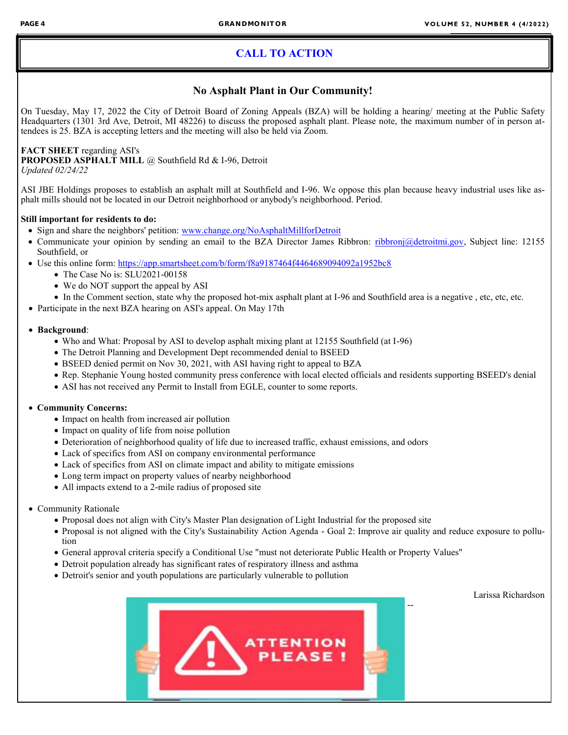## CALL TO ACTION

### No Asphalt Plant in Our Community!

On Tuesday, May 17, 2022 the City of Detroit Board of Zoning Appeals (BZA) will be holding a hearing/ meeting at the Public Safety Headquarters (1301 3rd Ave, Detroit, MI 48226) to discuss the proposed asphalt plant. Please note, the maximum number of in person attendees is 25. BZA is accepting letters and the meeting will also be held via Zoom.

**FACT SHEET** regarding ASI's
**PROPOSED ASPHALT MILL** @ Southfield Rd & I-96, Detroit
*Updated 02/24/22*

ASI JBE Holdings proposes to establish an asphalt mill at Southfield and I-96. We oppose this plan because heavy industrial uses like asphalt mills should not be located in our Detroit neighborhood or anybody's neighborhood. Period.

**Still important for residents to do:**

- Sign and share the neighbors' petition: www.change.org/NoAsphaltMillforDetroit
- Communicate your opinion by sending an email to the BZA Director James Ribbron: ribbronj@detroitmi.gov, Subject line: 12155 Southfield, or
- Use this online form: https://app.smartsheet.com/b/form/f8a9187464f4464689094092a1952bc8
  - The Case No is: SLU2021-00158
  - We do NOT support the appeal by ASI
  - In the Comment section, state why the proposed hot-mix asphalt plant at I-96 and Southfield area is a negative , etc, etc, etc.
- Participate in the next BZA hearing on ASI's appeal. On May 17th

- **Background**:
  - Who and What: Proposal by ASI to develop asphalt mixing plant at 12155 Southfield (at I-96)
  - The Detroit Planning and Development Dept recommended denial to BSEED
  - BSEED denied permit on Nov 30, 2021, with ASI having right to appeal to BZA
  - Rep. Stephanie Young hosted community press conference with local elected officials and residents supporting BSEED's denial
  - ASI has not received any Permit to Install from EGLE, counter to some reports.

- **Community Concerns:**
  - Impact on health from increased air pollution
  - Impact on quality of life from noise pollution
  - Deterioration of neighborhood quality of life due to increased traffic, exhaust emissions, and odors
  - Lack of specifics from ASI on company environmental performance
  - Lack of specifics from ASI on climate impact and ability to mitigate emissions
  - Long term impact on property values of nearby neighborhood
  - All impacts extend to a 2-mile radius of proposed site

- Community Rationale
  - Proposal does not align with City's Master Plan designation of Light Industrial for the proposed site
  - Proposal is not aligned with the City's Sustainability Action Agenda - Goal 2: Improve air quality and reduce exposure to pollution
  - General approval criteria specify a Conditional Use "must not deteriorate Public Health or Property Values"
  - Detroit population already has significant rates of respiratory illness and asthma
  - Detroit's senior and youth populations are particularly vulnerable to pollution

-- Larissa Richardson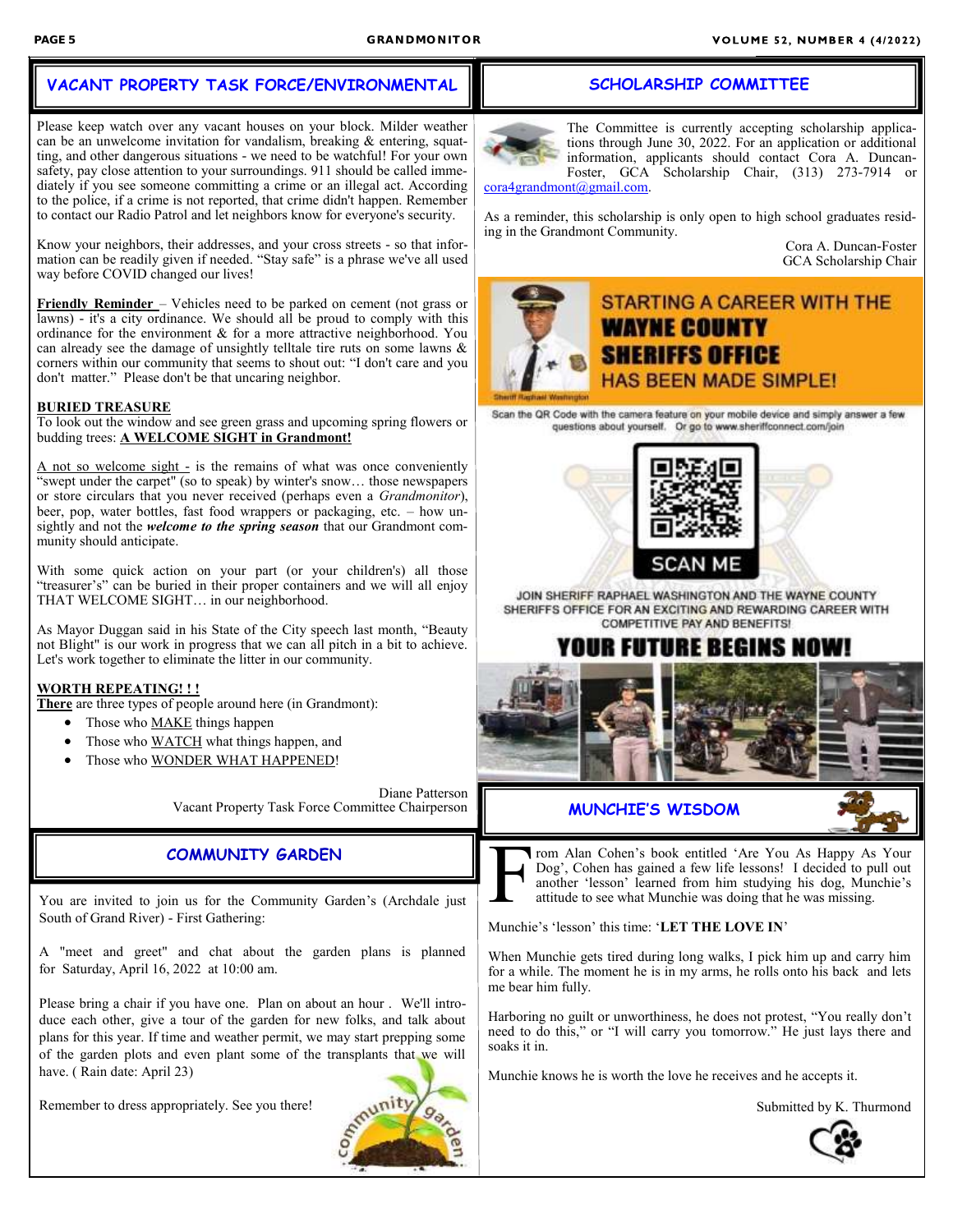## VACANT PROPERTY TASK FORCE/ENVIRONMENTAL

Please keep watch over any vacant houses on your block. Milder weather can be an unwelcome invitation for vandalism, breaking & entering, squatting, and other dangerous situations - we need to be watchful! For your own safety, pay close attention to your surroundings. 911 should be called immediately if you see someone committing a crime or an illegal act. According to the police, if a crime is not reported, that crime didn't happen. Remember to contact our Radio Patrol and let neighbors know for everyone's security.

Know your neighbors, their addresses, and your cross streets - so that information can be readily given if needed. "Stay safe" is a phrase we've all used way before COVID changed our lives!

**Friendly Reminder** – Vehicles need to be parked on cement (not grass or lawns) - it's a city ordinance. We should all be proud to comply with this ordinance for the environment & for a more attractive neighborhood. You can already see the damage of unsightly telltale tire ruts on some lawns & corners within our community that seems to shout out: "I don't care and you don't matter." Please don't be that uncaring neighbor.

**BURIED TREASURE**
To look out the window and see green grass and upcoming spring flowers or budding trees: **A WELCOME SIGHT in Grandmont!**

A not so welcome sight - is the remains of what was once conveniently "swept under the carpet" (so to speak) by winter's snow… those newspapers or store circulars that you never received (perhaps even a *Grandmonitor*), beer, pop, water bottles, fast food wrappers or packaging, etc. – how unsightly and not the ***welcome to the spring season*** that our Grandmont community should anticipate.

With some quick action on your part (or your children's) all those "treasurer's" can be buried in their proper containers and we will all enjoy THAT WELCOME SIGHT… in our neighborhood.

As Mayor Duggan said in his State of the City speech last month, "Beauty not Blight" is our work in progress that we can all pitch in a bit to achieve. Let's work together to eliminate the litter in our community.

**WORTH REPEATING! ! !**
**There** are three types of people around here (in Grandmont):

- Those who MAKE things happen
- Those who WATCH what things happen, and
- Those who WONDER WHAT HAPPENED!

Diane Patterson
Vacant Property Task Force Committee Chairperson

## COMMUNITY GARDEN

You are invited to join us for the Community Garden's (Archdale just South of Grand River) - First Gathering:

A "meet and greet" and chat about the garden plans is planned for Saturday, April 16, 2022 at 10:00 am.

Please bring a chair if you have one. Plan on about an hour . We'll introduce each other, give a tour of the garden for new folks, and talk about plans for this year. If time and weather permit, we may start prepping some of the garden plots and even plant some of the transplants that we will have. ( Rain date: April 23)

Remember to dress appropriately. See you there!

## SCHOLARSHIP COMMITTEE

The Committee is currently accepting scholarship applications through June 30, 2022. For an application or additional information, applicants should contact Cora A. Duncan-Foster, GCA Scholarship Chair, (313) 273-7914 or cora4grandmont@gmail.com.

As a reminder, this scholarship is only open to high school graduates residing in the Grandmont Community.

Cora A. Duncan-Foster
GCA Scholarship Chair

**STARTING A CAREER WITH THE WAYNE COUNTY SHERIFFS OFFICE HAS BEEN MADE SIMPLE!**

Sheriff Raphael Washington

Scan the QR Code with the camera feature on your mobile device and simply answer a few questions about yourself. Or go to www.sheriffconnect.com/join

SCAN ME

JOIN SHERIFF RAPHAEL WASHINGTON AND THE WAYNE COUNTY SHERIFFS OFFICE FOR AN EXCITING AND REWARDING CAREER WITH COMPETITIVE PAY AND BENEFITS!

**YOUR FUTURE BEGINS NOW!**

## MUNCHIE'S WISDOM

From Alan Cohen's book entitled 'Are You As Happy As Your Dog', Cohen has gained a few life lessons! I decided to pull out another 'lesson' learned from him studying his dog, Munchie's attitude to see what Munchie was doing that he was missing.

Munchie's 'lesson' this time: '**LET THE LOVE IN**'

When Munchie gets tired during long walks, I pick him up and carry him for a while. The moment he is in my arms, he rolls onto his back and lets me bear him fully.

Harboring no guilt or unworthiness, he does not protest, "You really don't need to do this," or "I will carry you tomorrow." He just lays there and soaks it in.

Munchie knows he is worth the love he receives and he accepts it.

Submitted by K. Thurmond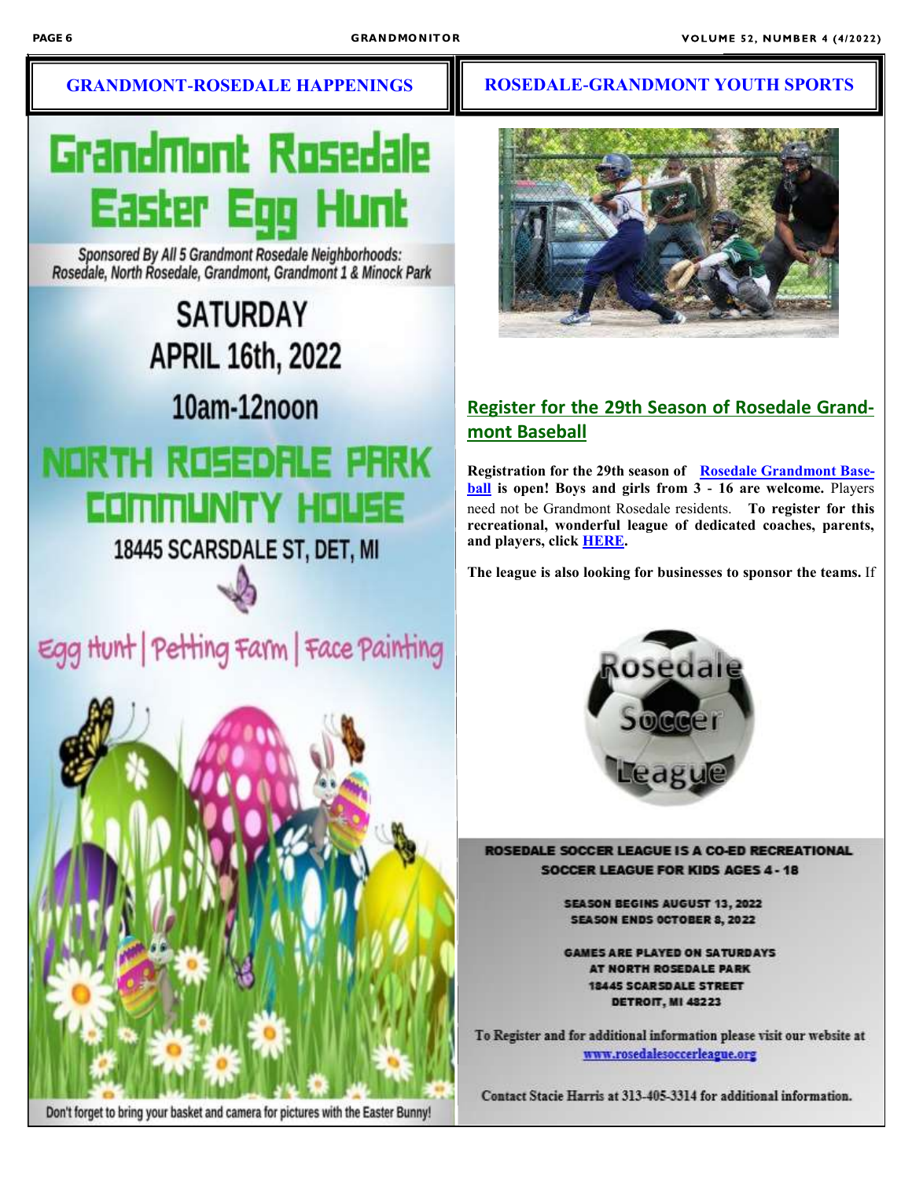## GRANDMONT-ROSEDALE HAPPENINGS

# Grandmont Rosedale Easter Egg Hunt

Sponsored By All 5 Grandmont Rosedale Neighborhoods: Rosedale, North Rosedale, Grandmont, Grandmont 1 & Minock Park

SATURDAY

APRIL 16th, 2022

10am-12noon

NORTH ROSEDALE PARK COMMUNITY HOUSE

18445 SCARSDALE ST, DET, MI

Egg Hunt | Petting Farm | Face Painting

Don't forget to bring your basket and camera for pictures with the Easter Bunny!

## ROSEDALE-GRANDMONT YOUTH SPORTS

### Register for the 29th Season of Rosedale Grandmont Baseball

**Registration for the 29th season of Rosedale Grandmont Baseball is open! Boys and girls from 3 - 16 are welcome.** Players need not be Grandmont Rosedale residents. **To register for this recreational, wonderful league of dedicated coaches, parents, and players, click HERE.**

**The league is also looking for businesses to sponsor the teams.** If

Rosedale Soccer League

**ROSEDALE SOCCER LEAGUE IS A CO-ED RECREATIONAL SOCCER LEAGUE FOR KIDS AGES 4 - 18**

**SEASON BEGINS AUGUST 13, 2022**
**SEASON ENDS OCTOBER 8, 2022**

**GAMES ARE PLAYED ON SATURDAYS AT NORTH ROSEDALE PARK**
**18445 SCARSDALE STREET**
**DETROIT, MI 48223**

To Register and for additional information please visit our website at www.rosedalesoccerleague.org

Contact Stacie Harris at 313-405-3314 for additional information.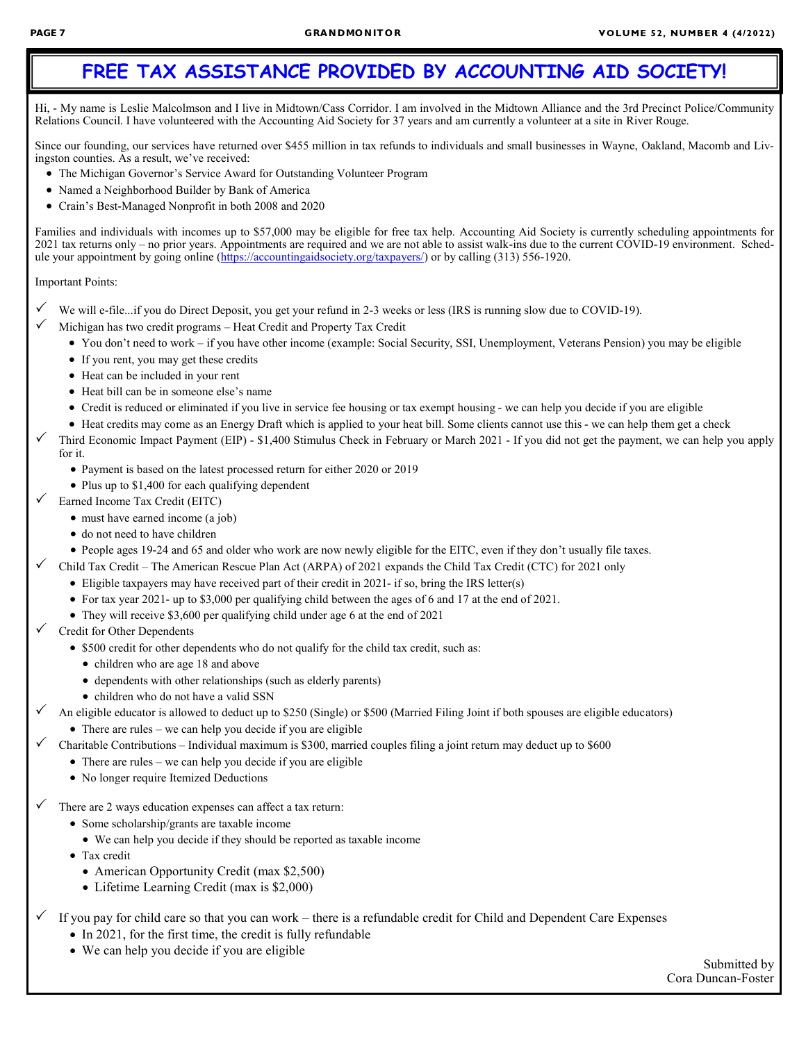# FREE TAX ASSISTANCE PROVIDED BY ACCOUNTING AID SOCIETY!

Hi, - My name is Leslie Malcolmson and I live in Midtown/Cass Corridor. I am involved in the Midtown Alliance and the 3rd Precinct Police/Community Relations Council. I have volunteered with the Accounting Aid Society for 37 years and am currently a volunteer at a site in River Rouge.

Since our founding, our services have returned over $455 million in tax refunds to individuals and small businesses in Wayne, Oakland, Macomb and Livingston counties. As a result, we've received:

- The Michigan Governor's Service Award for Outstanding Volunteer Program
- Named a Neighborhood Builder by Bank of America
- Crain's Best-Managed Nonprofit in both 2008 and 2020

Families and individuals with incomes up to $57,000 may be eligible for free tax help. Accounting Aid Society is currently scheduling appointments for 2021 tax returns only – no prior years. Appointments are required and we are not able to assist walk-ins due to the current COVID-19 environment. Schedule your appointment by going online (https://accountingaidsociety.org/taxpayers/) or by calling (313) 556-1920.

Important Points:

- ✓ We will e-file...if you do Direct Deposit, you get your refund in 2-3 weeks or less (IRS is running slow due to COVID-19).
- ✓ Michigan has two credit programs – Heat Credit and Property Tax Credit
  - You don't need to work – if you have other income (example: Social Security, SSI, Unemployment, Veterans Pension) you may be eligible
  - If you rent, you may get these credits
  - Heat can be included in your rent
  - Heat bill can be in someone else's name
  - Credit is reduced or eliminated if you live in service fee housing or tax exempt housing - we can help you decide if you are eligible
  - Heat credits may come as an Energy Draft which is applied to your heat bill. Some clients cannot use this - we can help them get a check
- ✓ Third Economic Impact Payment (EIP) - $1,400 Stimulus Check in February or March 2021 - If you did not get the payment, we can help you apply for it.
  - Payment is based on the latest processed return for either 2020 or 2019
  - Plus up to $1,400 for each qualifying dependent
- ✓ Earned Income Tax Credit (EITC)
  - must have earned income (a job)
  - do not need to have children
  - People ages 19-24 and 65 and older who work are now newly eligible for the EITC, even if they don't usually file taxes.
- ✓ Child Tax Credit – The American Rescue Plan Act (ARPA) of 2021 expands the Child Tax Credit (CTC) for 2021 only
  - Eligible taxpayers may have received part of their credit in 2021- if so, bring the IRS letter(s)
  - For tax year 2021- up to $3,000 per qualifying child between the ages of 6 and 17 at the end of 2021.
  - They will receive $3,600 per qualifying child under age 6 at the end of 2021
- ✓ Credit for Other Dependents
  - $500 credit for other dependents who do not qualify for the child tax credit, such as:
    - children who are age 18 and above
    - dependents with other relationships (such as elderly parents)
    - children who do not have a valid SSN
- ✓ An eligible educator is allowed to deduct up to $250 (Single) or $500 (Married Filing Joint if both spouses are eligible educators)
  - There are rules – we can help you decide if you are eligible
- ✓ Charitable Contributions – Individual maximum is $300, married couples filing a joint return may deduct up to $600
  - There are rules – we can help you decide if you are eligible
  - No longer require Itemized Deductions
- ✓ There are 2 ways education expenses can affect a tax return:
  - Some scholarship/grants are taxable income
    - We can help you decide if they should be reported as taxable income
  - Tax credit
    - American Opportunity Credit (max $2,500)
    - Lifetime Learning Credit (max is $2,000)
- ✓ If you pay for child care so that you can work – there is a refundable credit for Child and Dependent Care Expenses
  - In 2021, for the first time, the credit is fully refundable
  - We can help you decide if you are eligible

Submitted by
Cora Duncan-Foster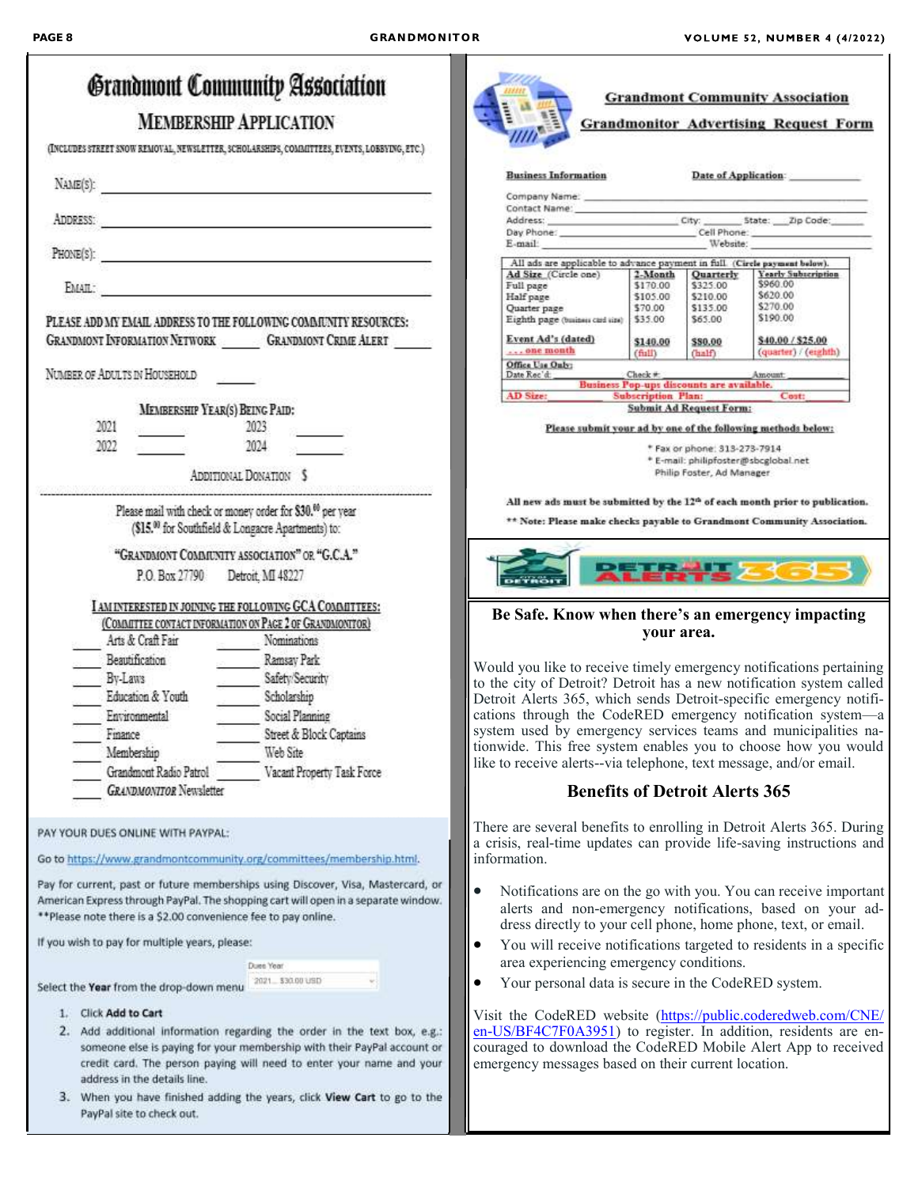# Grandmont Community Association

## Membership Application

(Includes street snow removal, newsletter, scholarships, committees, events, lobbying, etc.)

Name(s): ______________________________

Address: ______________________________

Phone(s): ______________________________

Email: ______________________________

Please add my email address to the following community resources:
Grandmont Information Network ______ Grandmont Crime Alert ______

Number of Adults in Household ______

Membership Year(s) Being Paid:

2021 ______ 2023 ______
2022 ______ 2024 ______

Additional Donation $

---

Please mail with check or money order for $30.[00] per year ($15.[00] for Southfield & Longacre Apartments) to:

"Grandmont Community Association" or "G.C.A."
P.O. Box 27790 Detroit, MI 48227

**I am interested in joining the following GCA Committees:**
(Committee contact information on Page 2 of Grandmonitor)

- ____ Arts & Craft Fair
- ____ Beautification
- ____ By-Laws
- ____ Education & Youth
- ____ Environmental
- ____ Finance
- ____ Membership
- ____ Grandmont Radio Patrol
- ____ *Grandmonitor* Newsletter
- ____ Nominations
- ____ Ramsay Park
- ____ Safety/Security
- ____ Scholarship
- ____ Social Planning
- ____ Street & Block Captains
- ____ Web Site
- ____ Vacant Property Task Force

PAY YOUR DUES ONLINE WITH PAYPAL:

Go to https://www.grandmontcommunity.org/committees/membership.html.

Pay for current, past or future memberships using Discover, Visa, Mastercard, or American Express through PayPal. The shopping cart will open in a separate window. **Please note there is a $2.00 convenience fee to pay online.

If you wish to pay for multiple years, please:

Select the **Year** from the drop-down menu [Dues Year: 2021... $30.00 USD]

1. Click **Add to Cart**
2. Add additional information regarding the order in the text box, e.g.: someone else is paying for your membership with their PayPal account or credit card. The person paying will need to enter your name and your address in the details line.
3. When you have finished adding the years, click **View Cart** to go to the PayPal site to check out.

## Grandmont Community Association
## Grandmonitor Advertising Request Form

**Business Information** **Date of Application:** ____________

Company Name: ______________________________
Contact Name: ______________________________
Address: ____________ City: ______ State: ___ Zip Code: ______
Day Phone: ____________ Cell Phone: ____________
E-mail: ____________ Website: ____________

All ads are applicable to advance payment in full. (Circle payment below).

| Ad Size (Circle one) | 2-Month | Quarterly | Yearly Subscription |
|---|---|---|---|
| Full page | $170.00 | $325.00 | $960.00 |
| Half page | $105.00 | $210.00 | $620.00 |
| Quarter page | $70.00 | $135.00 | $270.00 |
| Eighth page (business card size) | $35.00 | $65.00 | $190.00 |
| **Event Ad's (dated)** ... one month | **$140.00** (full) | **$80.00** (half) | **$40.00 / $25.00** (quarter) / (eighth) |

**Office Use Only:**
Date Rec'd: ______ Check #: ______ Amount: ______
**Business Pop-ups discounts are available.**
**AD Size:** ______ **Subscription Plan:** ______ **Cost:** ______

**Submit Ad Request Form:**

**Please submit your ad by one of the following methods below:**

* Fax or phone: 313-273-7914
* E-mail: philipfoster@sbcglobal.net
  Philip Foster, Ad Manager

**All new ads must be submitted by the 12th of each month prior to publication.**

**** Note: Please make checks payable to Grandmont Community Association.**

DETROIT ALERTS 365

## Be Safe. Know when there's an emergency impacting your area.

Would you like to receive timely emergency notifications pertaining to the city of Detroit? Detroit has a new notification system called Detroit Alerts 365, which sends Detroit-specific emergency notifications through the CodeRED emergency notification system—a system used by emergency services teams and municipalities nationwide. This free system enables you to choose how you would like to receive alerts--via telephone, text message, and/or email.

## Benefits of Detroit Alerts 365

There are several benefits to enrolling in Detroit Alerts 365. During a crisis, real-time updates can provide life-saving instructions and information.

- Notifications are on the go with you. You can receive important alerts and non-emergency notifications, based on your address directly to your cell phone, home phone, text, or email.
- You will receive notifications targeted to residents in a specific area experiencing emergency conditions.
- Your personal data is secure in the CodeRED system.

Visit the CodeRED website (https://public.coderedweb.com/CNE/en-US/BF4C7F0A3951) to register. In addition, residents are encouraged to download the CodeRED Mobile Alert App to received emergency messages based on their current location.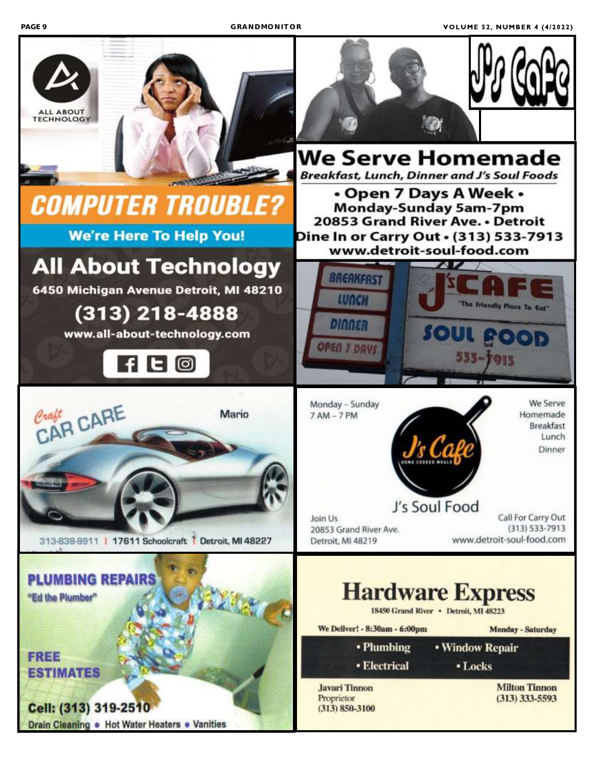## All About Technology

ALL ABOUT TECHNOLOGY

**COMPUTER TROUBLE?**

We're Here To Help You!

**All About Technology**

6450 Michigan Avenue Detroit, MI 48210

(313) 218-4888

www.all-about-technology.com

---

## J's Cafe

**We Serve Homemade**

*Breakfast, Lunch, Dinner and J's Soul Foods*

• Open 7 Days A Week •

Monday-Sunday 5am-7pm

20853 Grand River Ave. • Detroit

Dine In or Carry Out • (313) 533-7913

www.detroit-soul-food.com

BREAKFAST · LUNCH · DINNER · OPEN 7 DAYS

J'S CAFE "The Friendly Place To Eat" SOUL FOOD 533-7913

---

## Craft Car Care

Mario

313-838-9911 | 17611 Schoolcraft Detroit, MI 48227

---

## J's Cafe

Monday – Sunday 7 AM – 7 PM

We Serve Homemade Breakfast Lunch Dinner

J's Cafe HOME COOKED MEALS

J's Soul Food

Join Us
20853 Grand River Ave.
Detroit, MI 48219

Call For Carry Out
(313) 533-7913
www.detroit-soul-food.com

---

## PLUMBING REPAIRS

"Ed the Plumber"

FREE ESTIMATES

Cell: (313) 319-2510

Drain Cleaning • Hot Water Heaters • Vanities

---

## Hardware Express

18450 Grand River • Detroit, MI 48223

We Deliver! - 8:30am - 6:00pm — Monday - Saturday

- Plumbing
- Window Repair
- Electrical
- Locks

Javari Tinnon
Proprietor
(313) 850-3100

Milton Tinnon
(313) 333-5593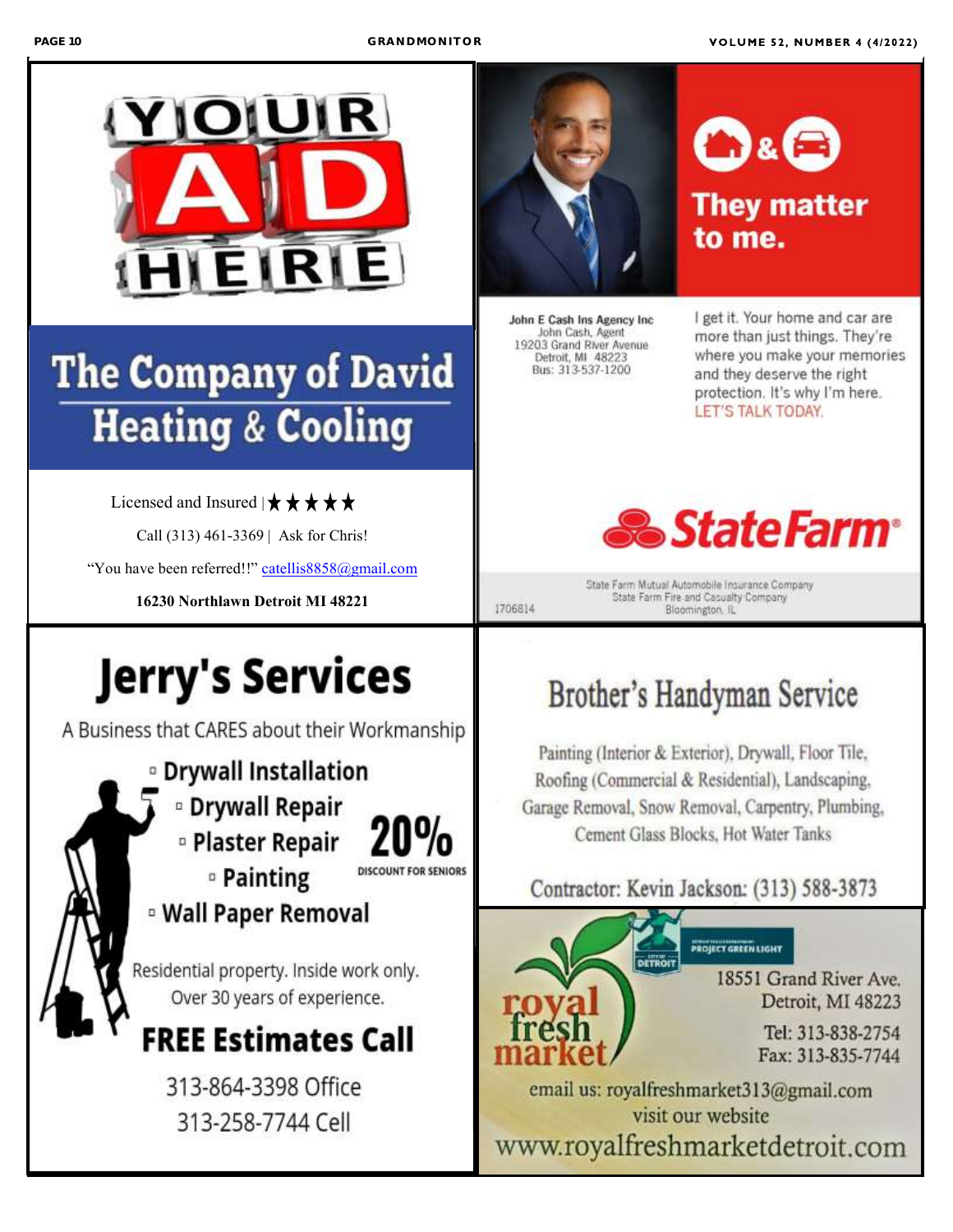YOUR AD HERE

## The Company of David Heating & Cooling

Licensed and Insured | ★★★★★

Call (313) 461-3369 | Ask for Chris!

"You have been referred!!" catellis8858@gmail.com

**16230 Northlawn Detroit MI 48221**

---

They matter to me.

John E Cash Ins Agency Inc
John Cash, Agent
19203 Grand River Avenue
Detroit, MI 48223
Bus: 313-537-1200

I get it. Your home and car are more than just things. They're where you make your memories and they deserve the right protection. It's why I'm here. LET'S TALK TODAY.

State Farm®

State Farm Mutual Automobile Insurance Company
State Farm Fire and Casualty Company
Bloomington, IL

1706814

---

## Jerry's Services

A Business that CARES about their Workmanship

- **Drywall Installation**
- **Drywall Repair**
- **Plaster Repair**
- **Painting**
- **Wall Paper Removal**

**20%** DISCOUNT FOR SENIORS

Residential property. Inside work only.
Over 30 years of experience.

**FREE Estimates Call**

313-864-3398 Office
313-258-7744 Cell

---

## Brother's Handyman Service

Painting (Interior & Exterior), Drywall, Floor Tile, Roofing (Commercial & Residential), Landscaping, Garage Removal, Snow Removal, Carpentry, Plumbing, Cement Glass Blocks, Hot Water Tanks

Contractor: Kevin Jackson: (313) 588-3873

---

royal fresh market

PROJECT GREEN LIGHT

18551 Grand River Ave.
Detroit, MI 48223

Tel: 313-838-2754
Fax: 313-835-7744

email us: royalfreshmarket313@gmail.com
visit our website
www.royalfreshmarketdetroit.com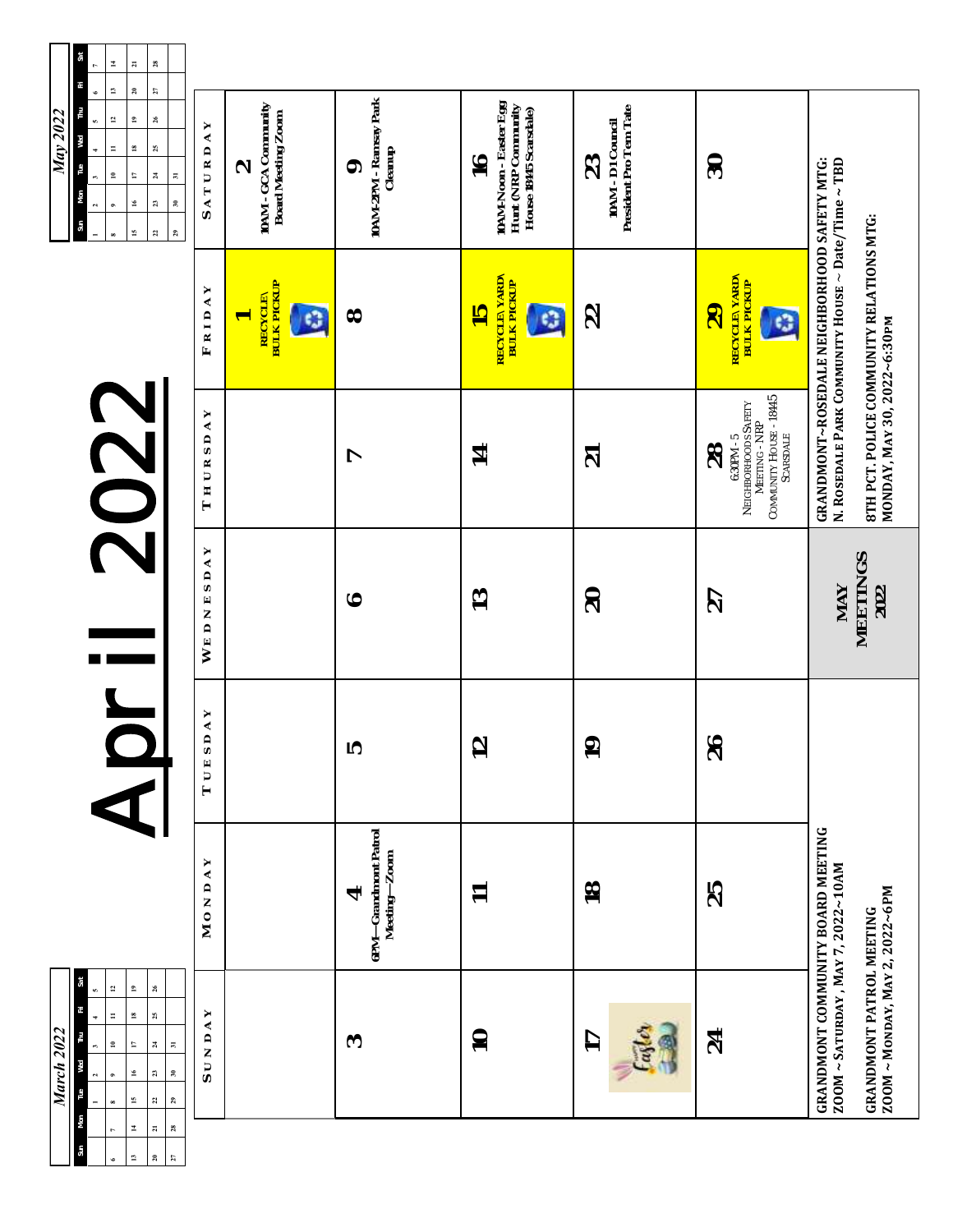# April 2022

| SUNDAY | MONDAY | TUESDAY | WEDNESDAY | THURSDAY | FRIDAY | SATURDAY |
|---|---|---|---|---|---|---|
| | | | | | 1 RECYCLE\ BULK PICKUP | 2 10AM - GCA Community Board Meeting Zoom |
| 3 | 4 6PM—Grandmont Patrol Meeting—Zoom | 5 | 6 | 7 | 8 | 9 10AM-2PM - Ramsay Park Cleanup |
| 10 | 11 | 12 | 13 | 14 | 15 RECYCLE\ YARD\ BULK PICKUP | 16 10AM-Noon - Easter Egg Hunt (NRP Community House 18445 Scarsdale) |
| 17 | 18 | 19 | 20 | 21 | 22 | 23 10AM - D1 Council President Pro Tem Tate |
| 24 | 25 | 26 | 27 | 28 6:30PM - 5 Neighborhoods Safety Meeting - NRP Community House - 18445 Scarsdale | 29 RECYCLE\ YARD\ BULK PICKUP | 30 |

**MAY MEETINGS 2022**

GRANDMONT COMMUNITY BOARD MEETING
ZOOM ~ SATURDAY, MAY 7, 2022~10AM

GRANDMONT PATROL MEETING
ZOOM ~ MONDAY, MAY 2, 2022~6PM

GRANDMONT~ROSEDALE NEIGHBORHOOD SAFETY MTG:
N. ROSEDALE PARK COMMUNITY HOUSE ~ Date/Time ~ TBD

8TH PCT. POLICE COMMUNITY RELATIONS MTG:
MONDAY, MAY 30, 2022~6:30PM

**March 2022**

| Sun | Mon | Tue | Wed | Thu | Fri | Sat |
|---|---|---|---|---|---|---|
| | | 1 | 2 | 3 | 4 | 5 |
| 6 | 7 | 8 | 9 | 10 | 11 | 12 |
| 13 | 14 | 15 | 16 | 17 | 18 | 19 |
| 20 | 21 | 22 | 23 | 24 | 25 | 26 |
| 27 | 28 | 29 | 30 | 31 | | |

**May 2022**

| Sun | Mon | Tue | Wed | Thu | Fri | Sat |
|---|---|---|---|---|---|---|
| 1 | 2 | 3 | 4 | 5 | 6 | 7 |
| 8 | 9 | 10 | 11 | 12 | 13 | 14 |
| 15 | 16 | 17 | 18 | 19 | 20 | 21 |
| 22 | 23 | 24 | 25 | 26 | 27 | 28 |
| 29 | 30 | 31 | | | | |